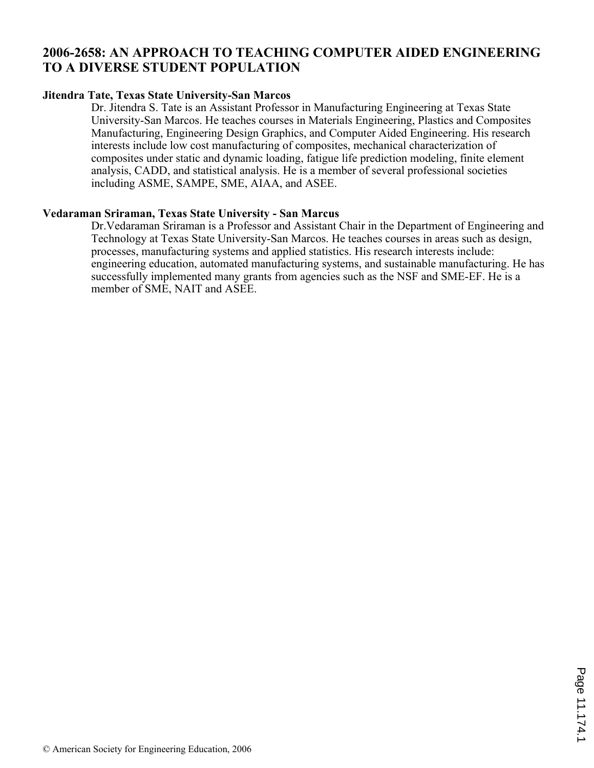# 2006-2658: AN APPROACH TO TEACHING COMPUTER AIDED ENGINEERING TO A DIVERSE STUDENT POPULATION

**Jitendra Tate, Texas State University-San Marcos**

Dr. Jitendra S. Tate is an Assistant Professor in Manufacturing Engineering at Texas State University-San Marcos. He teaches courses in Materials Engineering, Plastics and Composites Manufacturing, Engineering Design Graphics, and Computer Aided Engineering. His research interests include low cost manufacturing of composites, mechanical characterization of composites under static and dynamic loading, fatigue life prediction modeling, finite element analysis, CADD, and statistical analysis. He is a member of several professional societies including ASME, SAMPE, SME, AIAA, and ASEE.

**Vedaraman Sriraman, Texas State University - San Marcus**

Dr.Vedaraman Sriraman is a Professor and Assistant Chair in the Department of Engineering and Technology at Texas State University-San Marcos. He teaches courses in areas such as design, processes, manufacturing systems and applied statistics. His research interests include: engineering education, automated manufacturing systems, and sustainable manufacturing. He has successfully implemented many grants from agencies such as the NSF and SME-EF. He is a member of SME, NAIT and ASEE.

© American Society for Engineering Education, 2006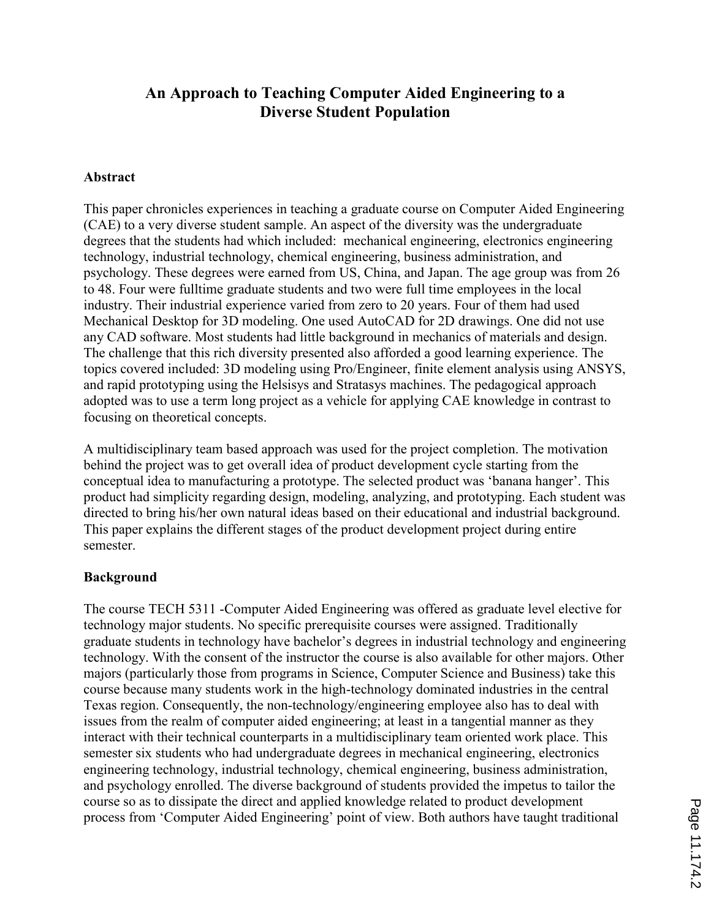# An Approach to Teaching Computer Aided Engineering to a Diverse Student Population

## Abstract

This paper chronicles experiences in teaching a graduate course on Computer Aided Engineering (CAE) to a very diverse student sample. An aspect of the diversity was the undergraduate degrees that the students had which included: mechanical engineering, electronics engineering technology, industrial technology, chemical engineering, business administration, and psychology. These degrees were earned from US, China, and Japan. The age group was from 26 to 48. Four were fulltime graduate students and two were full time employees in the local industry. Their industrial experience varied from zero to 20 years. Four of them had used Mechanical Desktop for 3D modeling. One used AutoCAD for 2D drawings. One did not use any CAD software. Most students had little background in mechanics of materials and design. The challenge that this rich diversity presented also afforded a good learning experience. The topics covered included: 3D modeling using Pro/Engineer, finite element analysis using ANSYS, and rapid prototyping using the Helsisys and Stratasys machines. The pedagogical approach adopted was to use a term long project as a vehicle for applying CAE knowledge in contrast to focusing on theoretical concepts.

A multidisciplinary team based approach was used for the project completion. The motivation behind the project was to get overall idea of product development cycle starting from the conceptual idea to manufacturing a prototype. The selected product was 'banana hanger'. This product had simplicity regarding design, modeling, analyzing, and prototyping. Each student was directed to bring his/her own natural ideas based on their educational and industrial background. This paper explains the different stages of the product development project during entire semester.

## Background

The course TECH 5311 -Computer Aided Engineering was offered as graduate level elective for technology major students. No specific prerequisite courses were assigned. Traditionally graduate students in technology have bachelor's degrees in industrial technology and engineering technology. With the consent of the instructor the course is also available for other majors. Other majors (particularly those from programs in Science, Computer Science and Business) take this course because many students work in the high-technology dominated industries in the central Texas region. Consequently, the non-technology/engineering employee also has to deal with issues from the realm of computer aided engineering; at least in a tangential manner as they interact with their technical counterparts in a multidisciplinary team oriented work place. This semester six students who had undergraduate degrees in mechanical engineering, electronics engineering technology, industrial technology, chemical engineering, business administration, and psychology enrolled. The diverse background of students provided the impetus to tailor the course so as to dissipate the direct and applied knowledge related to product development process from 'Computer Aided Engineering' point of view. Both authors have taught traditional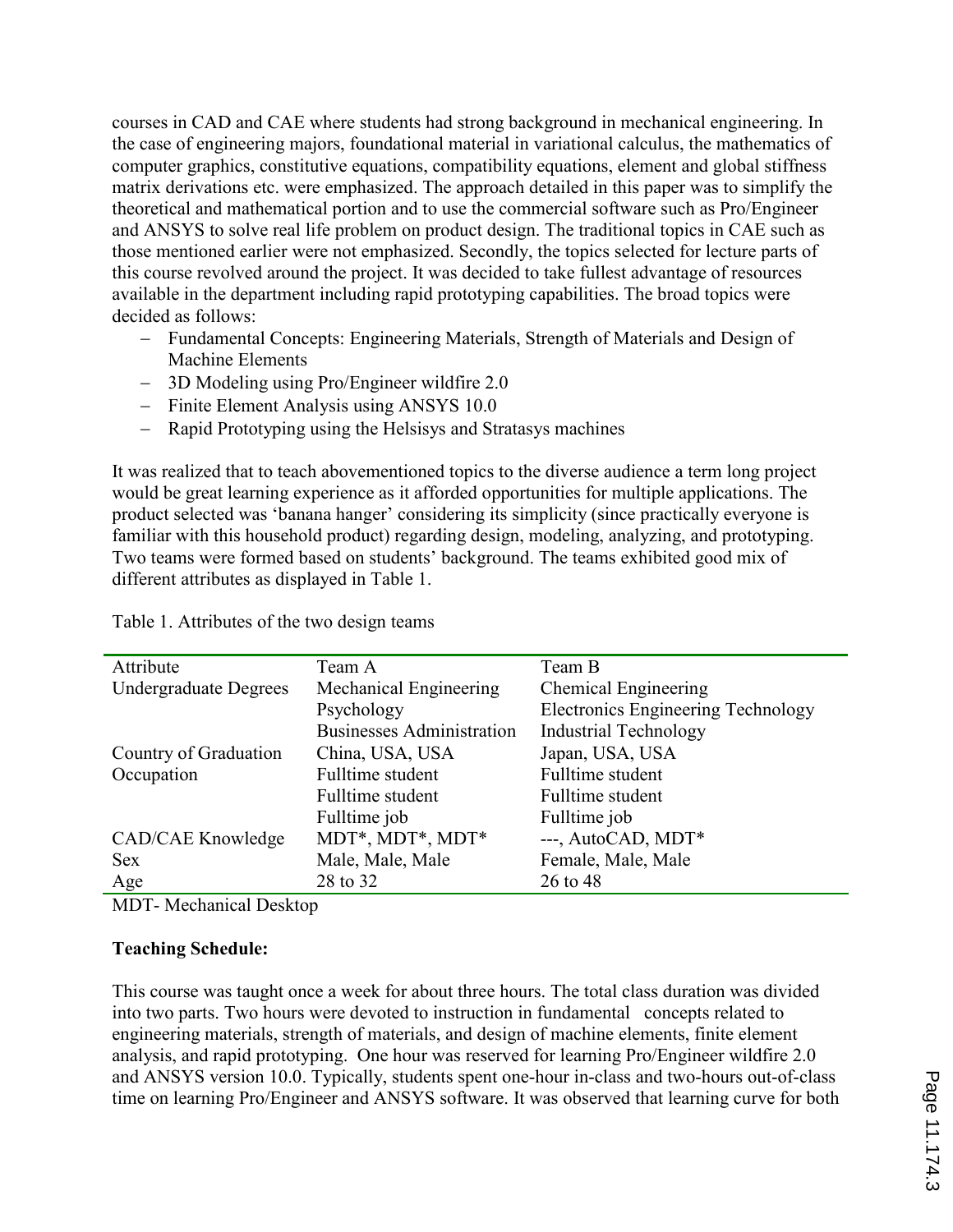courses in CAD and CAE where students had strong background in mechanical engineering. In the case of engineering majors, foundational material in variational calculus, the mathematics of computer graphics, constitutive equations, compatibility equations, element and global stiffness matrix derivations etc. were emphasized. The approach detailed in this paper was to simplify the theoretical and mathematical portion and to use the commercial software such as Pro/Engineer and ANSYS to solve real life problem on product design. The traditional topics in CAE such as those mentioned earlier were not emphasized. Secondly, the topics selected for lecture parts of this course revolved around the project. It was decided to take fullest advantage of resources available in the department including rapid prototyping capabilities. The broad topics were decided as follows:

- Fundamental Concepts: Engineering Materials, Strength of Materials and Design of Machine Elements
- 3D Modeling using Pro/Engineer wildfire 2.0
- Finite Element Analysis using ANSYS 10.0
- Rapid Prototyping using the Helsisys and Stratasys machines

It was realized that to teach abovementioned topics to the diverse audience a term long project would be great learning experience as it afforded opportunities for multiple applications. The product selected was 'banana hanger' considering its simplicity (since practically everyone is familiar with this household product) regarding design, modeling, analyzing, and prototyping. Two teams were formed based on students' background. The teams exhibited good mix of different attributes as displayed in Table 1.

Table 1. Attributes of the two design teams

| Attribute | Team A | Team B |
|---|---|---|
| Undergraduate Degrees | Mechanical Engineering | Chemical Engineering |
| | Psychology | Electronics Engineering Technology |
| | Businesses Administration | Industrial Technology |
| Country of Graduation | China, USA, USA | Japan, USA, USA |
| Occupation | Fulltime student | Fulltime student |
| | Fulltime student | Fulltime student |
| | Fulltime job | Fulltime job |
| CAD/CAE Knowledge | MDT*, MDT*, MDT* | ---, AutoCAD, MDT* |
| Sex | Male, Male, Male | Female, Male, Male |
| Age | 28 to 32 | 26 to 48 |

MDT- Mechanical Desktop

**Teaching Schedule:**

This course was taught once a week for about three hours. The total class duration was divided into two parts. Two hours were devoted to instruction in fundamental concepts related to engineering materials, strength of materials, and design of machine elements, finite element analysis, and rapid prototyping. One hour was reserved for learning Pro/Engineer wildfire 2.0 and ANSYS version 10.0. Typically, students spent one-hour in-class and two-hours out-of-class time on learning Pro/Engineer and ANSYS software. It was observed that learning curve for both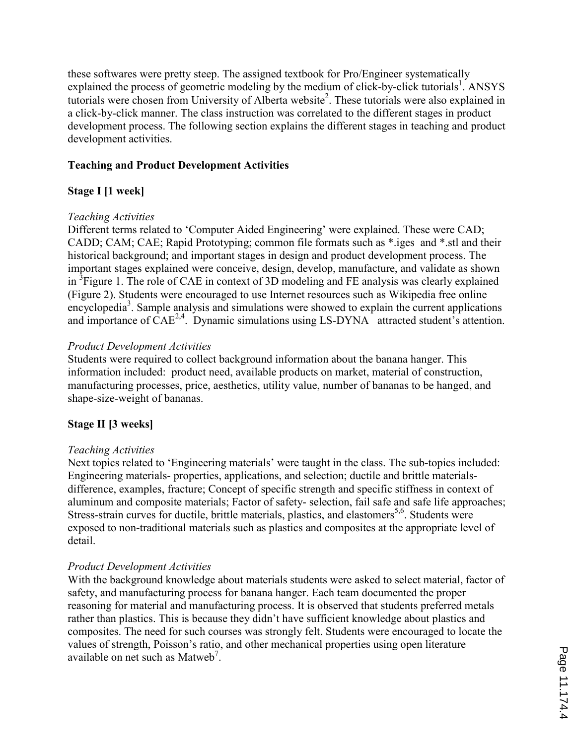these softwares were pretty steep. The assigned textbook for Pro/Engineer systematically explained the process of geometric modeling by the medium of click-by-click tutorials[1]. ANSYS tutorials were chosen from University of Alberta website[2]. These tutorials were also explained in a click-by-click manner. The class instruction was correlated to the different stages in product development process. The following section explains the different stages in teaching and product development activities.

**Teaching and Product Development Activities**

**Stage I [1 week]**

*Teaching Activities*

Different terms related to 'Computer Aided Engineering' were explained. These were CAD; CADD; CAM; CAE; Rapid Prototyping; common file formats such as *.iges and *.stl and their historical background; and important stages in design and product development process. The important stages explained were conceive, design, develop, manufacture, and validate as shown in [3]Figure 1. The role of CAE in context of 3D modeling and FE analysis was clearly explained (Figure 2). Students were encouraged to use Internet resources such as Wikipedia free online encyclopedia[3]. Sample analysis and simulations were showed to explain the current applications and importance of CAE[2,4]. Dynamic simulations using LS-DYNA attracted student's attention.

*Product Development Activities*

Students were required to collect background information about the banana hanger. This information included: product need, available products on market, material of construction, manufacturing processes, price, aesthetics, utility value, number of bananas to be hanged, and shape-size-weight of bananas.

**Stage II [3 weeks]**

*Teaching Activities*

Next topics related to 'Engineering materials' were taught in the class. The sub-topics included: Engineering materials- properties, applications, and selection; ductile and brittle materials- difference, examples, fracture; Concept of specific strength and specific stiffness in context of aluminum and composite materials; Factor of safety- selection, fail safe and safe life approaches; Stress-strain curves for ductile, brittle materials, plastics, and elastomers[5,6]. Students were exposed to non-traditional materials such as plastics and composites at the appropriate level of detail.

*Product Development Activities*

With the background knowledge about materials students were asked to select material, factor of safety, and manufacturing process for banana hanger. Each team documented the proper reasoning for material and manufacturing process. It is observed that students preferred metals rather than plastics. This is because they didn't have sufficient knowledge about plastics and composites. The need for such courses was strongly felt. Students were encouraged to locate the values of strength, Poisson's ratio, and other mechanical properties using open literature available on net such as Matweb[7].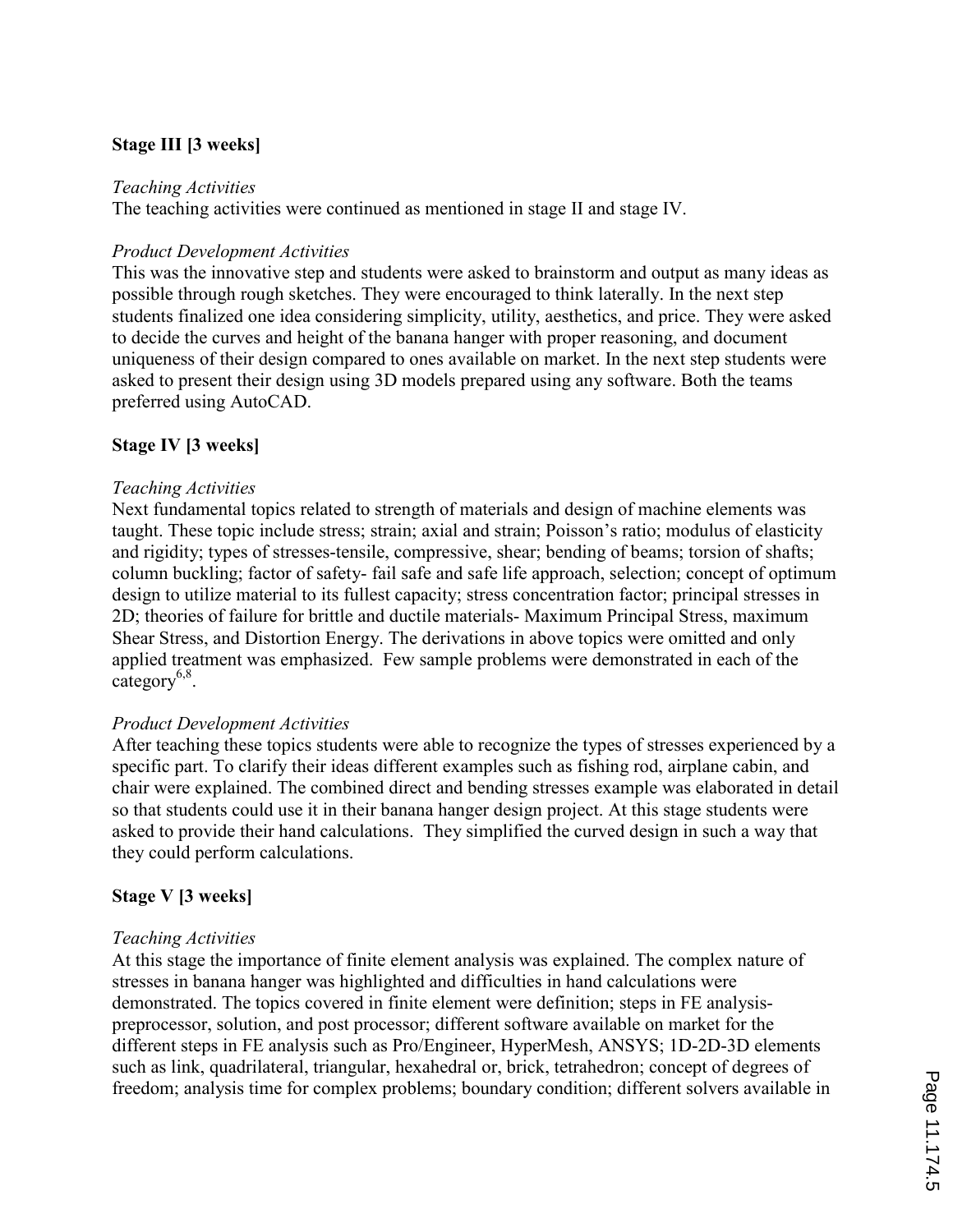### Stage III [3 weeks]

*Teaching Activities*

The teaching activities were continued as mentioned in stage II and stage IV.

*Product Development Activities*

This was the innovative step and students were asked to brainstorm and output as many ideas as possible through rough sketches. They were encouraged to think laterally. In the next step students finalized one idea considering simplicity, utility, aesthetics, and price. They were asked to decide the curves and height of the banana hanger with proper reasoning, and document uniqueness of their design compared to ones available on market. In the next step students were asked to present their design using 3D models prepared using any software. Both the teams preferred using AutoCAD.

### Stage IV [3 weeks]

*Teaching Activities*

Next fundamental topics related to strength of materials and design of machine elements was taught. These topic include stress; strain; axial and strain; Poisson's ratio; modulus of elasticity and rigidity; types of stresses-tensile, compressive, shear; bending of beams; torsion of shafts; column buckling; factor of safety- fail safe and safe life approach, selection; concept of optimum design to utilize material to its fullest capacity; stress concentration factor; principal stresses in 2D; theories of failure for brittle and ductile materials- Maximum Principal Stress, maximum Shear Stress, and Distortion Energy. The derivations in above topics were omitted and only applied treatment was emphasized. Few sample problems were demonstrated in each of the category[6,8].

*Product Development Activities*

After teaching these topics students were able to recognize the types of stresses experienced by a specific part. To clarify their ideas different examples such as fishing rod, airplane cabin, and chair were explained. The combined direct and bending stresses example was elaborated in detail so that students could use it in their banana hanger design project. At this stage students were asked to provide their hand calculations. They simplified the curved design in such a way that they could perform calculations.

### Stage V [3 weeks]

*Teaching Activities*

At this stage the importance of finite element analysis was explained. The complex nature of stresses in banana hanger was highlighted and difficulties in hand calculations were demonstrated. The topics covered in finite element were definition; steps in FE analysis-preprocessor, solution, and post processor; different software available on market for the different steps in FE analysis such as Pro/Engineer, HyperMesh, ANSYS; 1D-2D-3D elements such as link, quadrilateral, triangular, hexahedral or, brick, tetrahedron; concept of degrees of freedom; analysis time for complex problems; boundary condition; different solvers available in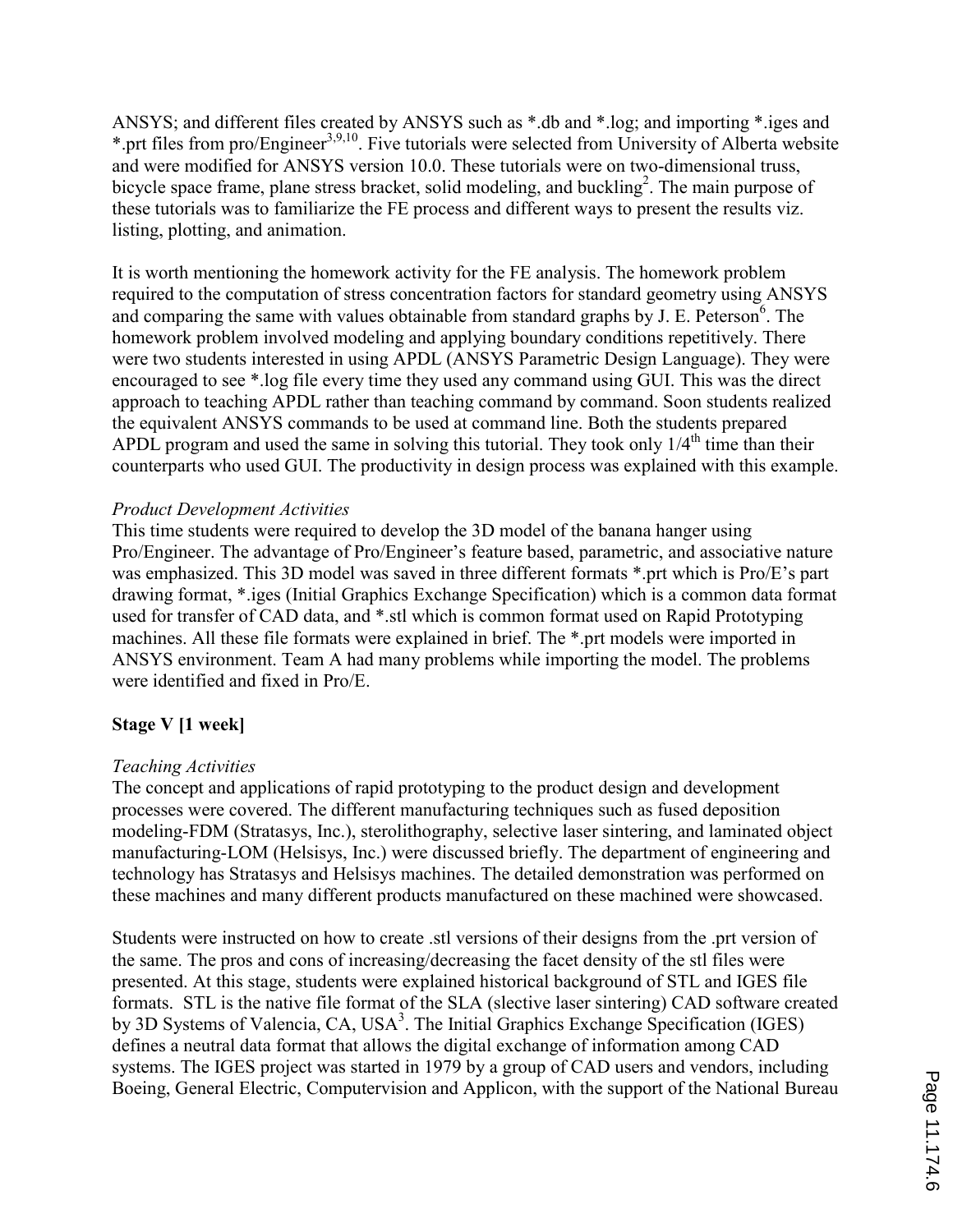ANSYS; and different files created by ANSYS such as *.db and *.log; and importing *.iges and *.prt files from pro/Engineer[3,9,10]. Five tutorials were selected from University of Alberta website and were modified for ANSYS version 10.0. These tutorials were on two-dimensional truss, bicycle space frame, plane stress bracket, solid modeling, and buckling[2]. The main purpose of these tutorials was to familiarize the FE process and different ways to present the results viz. listing, plotting, and animation.

It is worth mentioning the homework activity for the FE analysis. The homework problem required to the computation of stress concentration factors for standard geometry using ANSYS and comparing the same with values obtainable from standard graphs by J. E. Peterson[6]. The homework problem involved modeling and applying boundary conditions repetitively. There were two students interested in using APDL (ANSYS Parametric Design Language). They were encouraged to see *.log file every time they used any command using GUI. This was the direct approach to teaching APDL rather than teaching command by command. Soon students realized the equivalent ANSYS commands to be used at command line. Both the students prepared APDL program and used the same in solving this tutorial. They took only 1/4th time than their counterparts who used GUI. The productivity in design process was explained with this example.

*Product Development Activities*
This time students were required to develop the 3D model of the banana hanger using Pro/Engineer. The advantage of Pro/Engineer's feature based, parametric, and associative nature was emphasized. This 3D model was saved in three different formats *.prt which is Pro/E's part drawing format, *.iges (Initial Graphics Exchange Specification) which is a common data format used for transfer of CAD data, and *.stl which is common format used on Rapid Prototyping machines. All these file formats were explained in brief. The *.prt models were imported in ANSYS environment. Team A had many problems while importing the model. The problems were identified and fixed in Pro/E.

**Stage V [1 week]**

*Teaching Activities*
The concept and applications of rapid prototyping to the product design and development processes were covered. The different manufacturing techniques such as fused deposition modeling-FDM (Stratasys, Inc.), sterolithography, selective laser sintering, and laminated object manufacturing-LOM (Helsisys, Inc.) were discussed briefly. The department of engineering and technology has Stratasys and Helsisys machines. The detailed demonstration was performed on these machines and many different products manufactured on these machined were showcased.

Students were instructed on how to create .stl versions of their designs from the .prt version of the same. The pros and cons of increasing/decreasing the facet density of the stl files were presented. At this stage, students were explained historical background of STL and IGES file formats. STL is the native file format of the SLA (slective laser sintering) CAD software created by 3D Systems of Valencia, CA, USA[3]. The Initial Graphics Exchange Specification (IGES) defines a neutral data format that allows the digital exchange of information among CAD systems. The IGES project was started in 1979 by a group of CAD users and vendors, including Boeing, General Electric, Computervision and Applicon, with the support of the National Bureau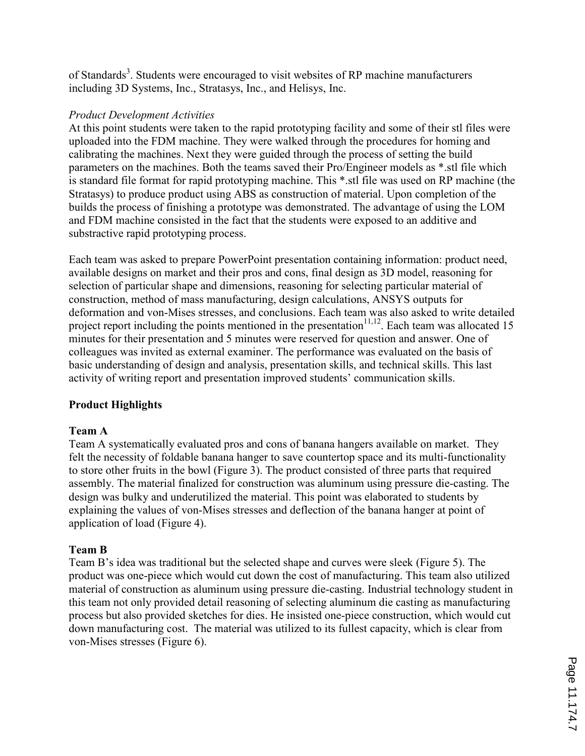of Standards[3]. Students were encouraged to visit websites of RP machine manufacturers including 3D Systems, Inc., Stratasys, Inc., and Helisys, Inc.

*Product Development Activities*

At this point students were taken to the rapid prototyping facility and some of their stl files were uploaded into the FDM machine. They were walked through the procedures for homing and calibrating the machines. Next they were guided through the process of setting the build parameters on the machines. Both the teams saved their Pro/Engineer models as *.stl file which is standard file format for rapid prototyping machine. This *.stl file was used on RP machine (the Stratasys) to produce product using ABS as construction of material. Upon completion of the builds the process of finishing a prototype was demonstrated. The advantage of using the LOM and FDM machine consisted in the fact that the students were exposed to an additive and substractive rapid prototyping process.

Each team was asked to prepare PowerPoint presentation containing information: product need, available designs on market and their pros and cons, final design as 3D model, reasoning for selection of particular shape and dimensions, reasoning for selecting particular material of construction, method of mass manufacturing, design calculations, ANSYS outputs for deformation and von-Mises stresses, and conclusions. Each team was also asked to write detailed project report including the points mentioned in the presentation[11,12]. Each team was allocated 15 minutes for their presentation and 5 minutes were reserved for question and answer. One of colleagues was invited as external examiner. The performance was evaluated on the basis of basic understanding of design and analysis, presentation skills, and technical skills. This last activity of writing report and presentation improved students' communication skills.

## Product Highlights

### Team A

Team A systematically evaluated pros and cons of banana hangers available on market. They felt the necessity of foldable banana hanger to save countertop space and its multi-functionality to store other fruits in the bowl (Figure 3). The product consisted of three parts that required assembly. The material finalized for construction was aluminum using pressure die-casting. The design was bulky and underutilized the material. This point was elaborated to students by explaining the values of von-Mises stresses and deflection of the banana hanger at point of application of load (Figure 4).

### Team B

Team B's idea was traditional but the selected shape and curves were sleek (Figure 5). The product was one-piece which would cut down the cost of manufacturing. This team also utilized material of construction as aluminum using pressure die-casting. Industrial technology student in this team not only provided detail reasoning of selecting aluminum die casting as manufacturing process but also provided sketches for dies. He insisted one-piece construction, which would cut down manufacturing cost. The material was utilized to its fullest capacity, which is clear from von-Mises stresses (Figure 6).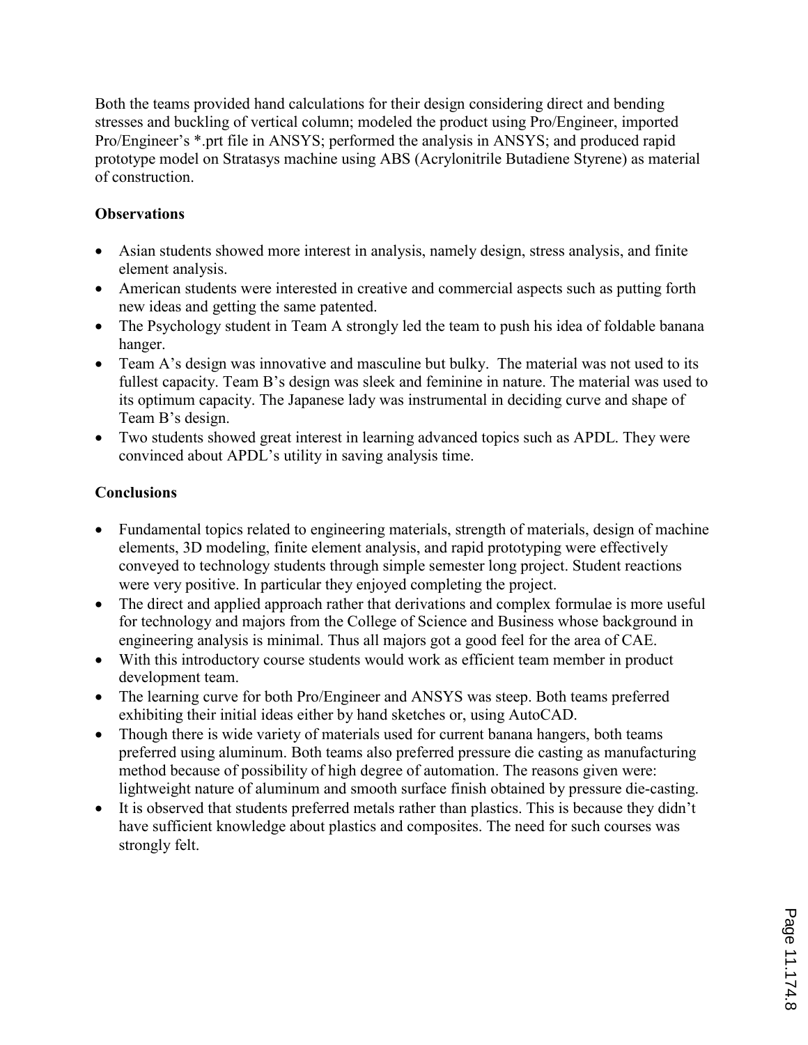Both the teams provided hand calculations for their design considering direct and bending stresses and buckling of vertical column; modeled the product using Pro/Engineer, imported Pro/Engineer's *.prt file in ANSYS; performed the analysis in ANSYS; and produced rapid prototype model on Stratasys machine using ABS (Acrylonitrile Butadiene Styrene) as material of construction.

### Observations

- Asian students showed more interest in analysis, namely design, stress analysis, and finite element analysis.
- American students were interested in creative and commercial aspects such as putting forth new ideas and getting the same patented.
- The Psychology student in Team A strongly led the team to push his idea of foldable banana hanger.
- Team A's design was innovative and masculine but bulky. The material was not used to its fullest capacity. Team B's design was sleek and feminine in nature. The material was used to its optimum capacity. The Japanese lady was instrumental in deciding curve and shape of Team B's design.
- Two students showed great interest in learning advanced topics such as APDL. They were convinced about APDL's utility in saving analysis time.

### Conclusions

- Fundamental topics related to engineering materials, strength of materials, design of machine elements, 3D modeling, finite element analysis, and rapid prototyping were effectively conveyed to technology students through simple semester long project. Student reactions were very positive. In particular they enjoyed completing the project.
- The direct and applied approach rather that derivations and complex formulae is more useful for technology and majors from the College of Science and Business whose background in engineering analysis is minimal. Thus all majors got a good feel for the area of CAE.
- With this introductory course students would work as efficient team member in product development team.
- The learning curve for both Pro/Engineer and ANSYS was steep. Both teams preferred exhibiting their initial ideas either by hand sketches or, using AutoCAD.
- Though there is wide variety of materials used for current banana hangers, both teams preferred using aluminum. Both teams also preferred pressure die casting as manufacturing method because of possibility of high degree of automation. The reasons given were: lightweight nature of aluminum and smooth surface finish obtained by pressure die-casting.
- It is observed that students preferred metals rather than plastics. This is because they didn't have sufficient knowledge about plastics and composites. The need for such courses was strongly felt.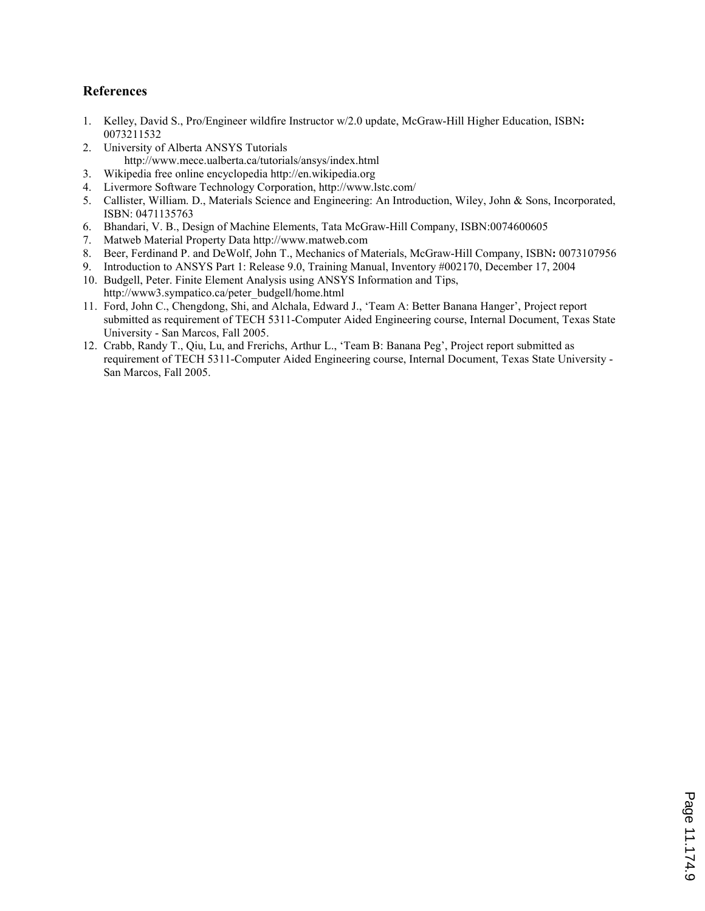## References

1. Kelley, David S., Pro/Engineer wildfire Instructor w/2.0 update, McGraw-Hill Higher Education, ISBN**:** 0073211532
2. University of Alberta ANSYS Tutorials
   http://www.mece.ualberta.ca/tutorials/ansys/index.html
3. Wikipedia free online encyclopedia http://en.wikipedia.org
4. Livermore Software Technology Corporation, http://www.lstc.com/
5. Callister, William. D., Materials Science and Engineering: An Introduction, Wiley, John & Sons, Incorporated, ISBN: 0471135763
6. Bhandari, V. B., Design of Machine Elements, Tata McGraw-Hill Company, ISBN:0074600605
7. Matweb Material Property Data http://www.matweb.com
8. Beer, Ferdinand P. and DeWolf, John T., Mechanics of Materials, McGraw-Hill Company, ISBN**:** 0073107956
9. Introduction to ANSYS Part 1: Release 9.0, Training Manual, Inventory #002170, December 17, 2004
10. Budgell, Peter. Finite Element Analysis using ANSYS Information and Tips, http://www3.sympatico.ca/peter_budgell/home.html
11. Ford, John C., Chengdong, Shi, and Alchala, Edward J., 'Team A: Better Banana Hanger', Project report submitted as requirement of TECH 5311-Computer Aided Engineering course, Internal Document, Texas State University - San Marcos, Fall 2005.
12. Crabb, Randy T., Qiu, Lu, and Frerichs, Arthur L., 'Team B: Banana Peg', Project report submitted as requirement of TECH 5311-Computer Aided Engineering course, Internal Document, Texas State University - San Marcos, Fall 2005.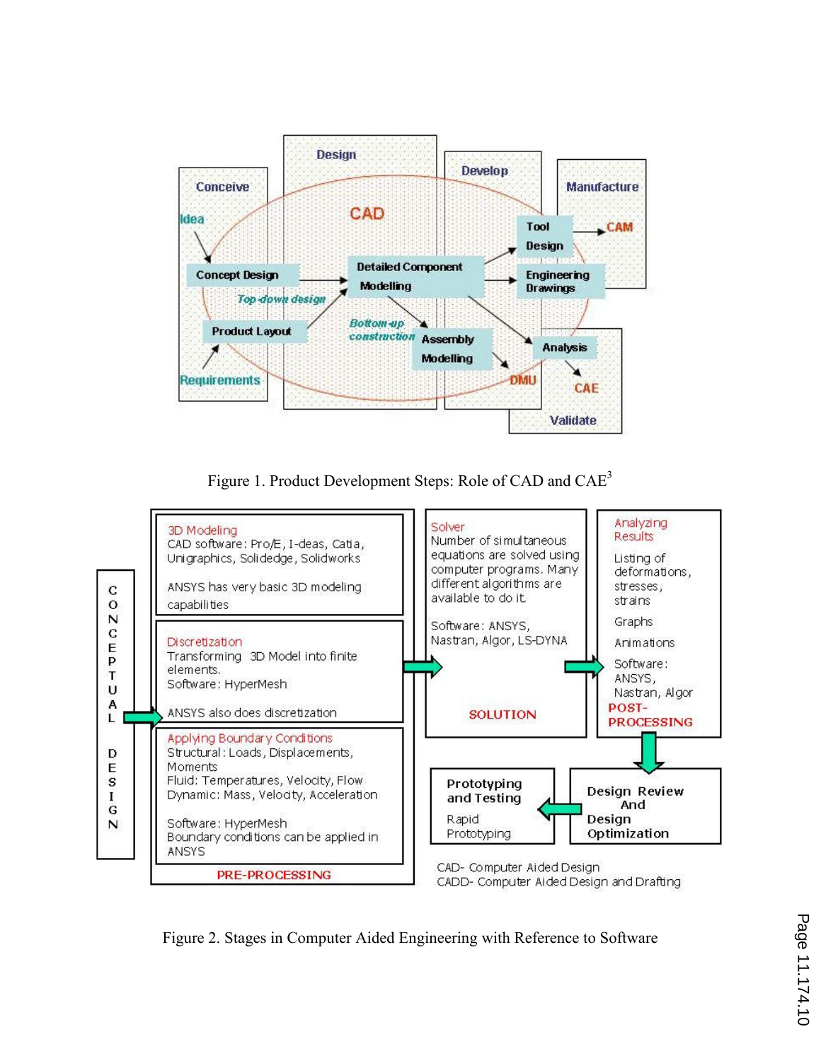**Conceive**: Idea → Concept Design; Requirements → Product Layout

**Design** (CAD): Concept Design → Detailed Component Modelling (*Top-down design*); Product Layout → Detailed Component Modelling; Detailed Component Modelling → Assembly Modelling (*Bottom-up construction*)

**Develop**: Detailed Component Modelling → Tool Design → CAM; Detailed Component Modelling → Engineering Drawings; Assembly Modelling → DMU

**Manufacture**: CAM

**Validate**: Detailed Component Modelling → Analysis → CAE

Figure 1. Product Development Steps: Role of CAD and CAE[3]

**CONCEPTUAL DESIGN** →

**PRE-PROCESSING**

- 3D Modeling
  CAD software: Pro/E, I-deas, Catia, Unigraphics, Solidedge, Solidworks
  ANSYS has very basic 3D modeling capabilities
- Discretization
  Transforming 3D Model into finite elements.
  Software: HyperMesh
  ANSYS also does discretization
- Applying Boundary Conditions
  Structural: Loads, Displacements, Moments
  Fluid: Temperatures, Velocity, Flow
  Dynamic: Mass, Velocity, Acceleration
  Software: HyperMesh
  Boundary conditions can be applied in ANSYS

→ **SOLUTION**

- Solver
  Number of simultaneous equations are solved using computer programs. Many different algorithms are available to do it.
  Software: ANSYS, Nastran, Algor, LS-DYNA

→ **POST-PROCESSING**

- Analyzing Results
  Listing of deformations, stresses, strains
  Graphs
  Animations
  Software: ANSYS, Nastran, Algor

→ **Design Review And Design Optimization** → **Prototyping and Testing** (Rapid Prototyping)

CAD- Computer Aided Design
CADD- Computer Aided Design and Drafting

Figure 2. Stages in Computer Aided Engineering with Reference to Software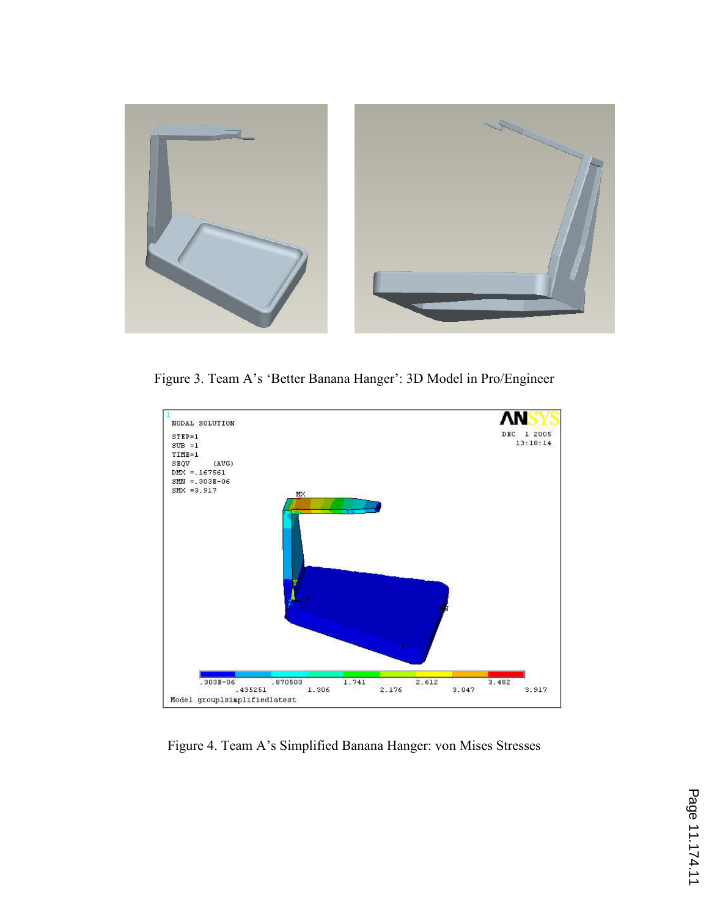Figure 3. Team A's 'Better Banana Hanger': 3D Model in Pro/Engineer

Figure 4. Team A's Simplified Banana Hanger: von Mises Stresses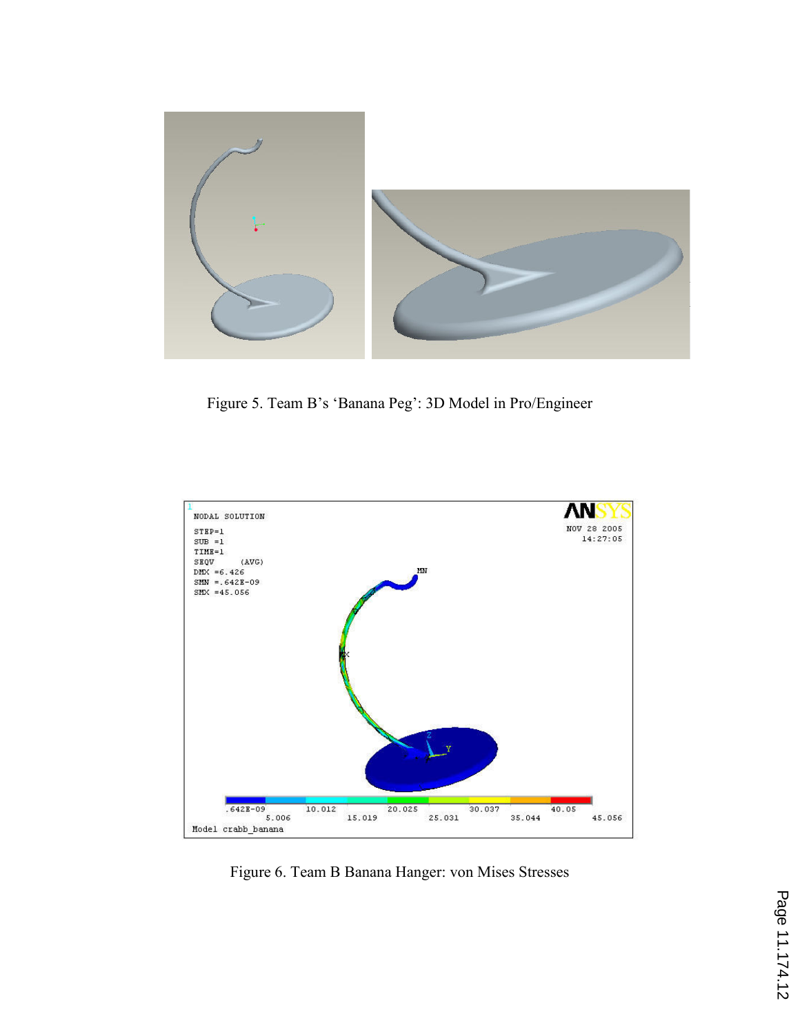Figure 5. Team B's 'Banana Peg': 3D Model in Pro/Engineer

NODAL SOLUTION

STEP=1
SUB =1
TIME=1
SEQV (AVG)
DMX =6.426
SMN =.642E-09
SMX =45.056

ANSYS
NOV 28 2005
14:27:05

MN
MX

.642E-09
5.006
10.012
15.019
20.025
25.031
30.037
35.044
40.05
45.056

Model crabb_banana

Figure 6. Team B Banana Hanger: von Mises Stresses